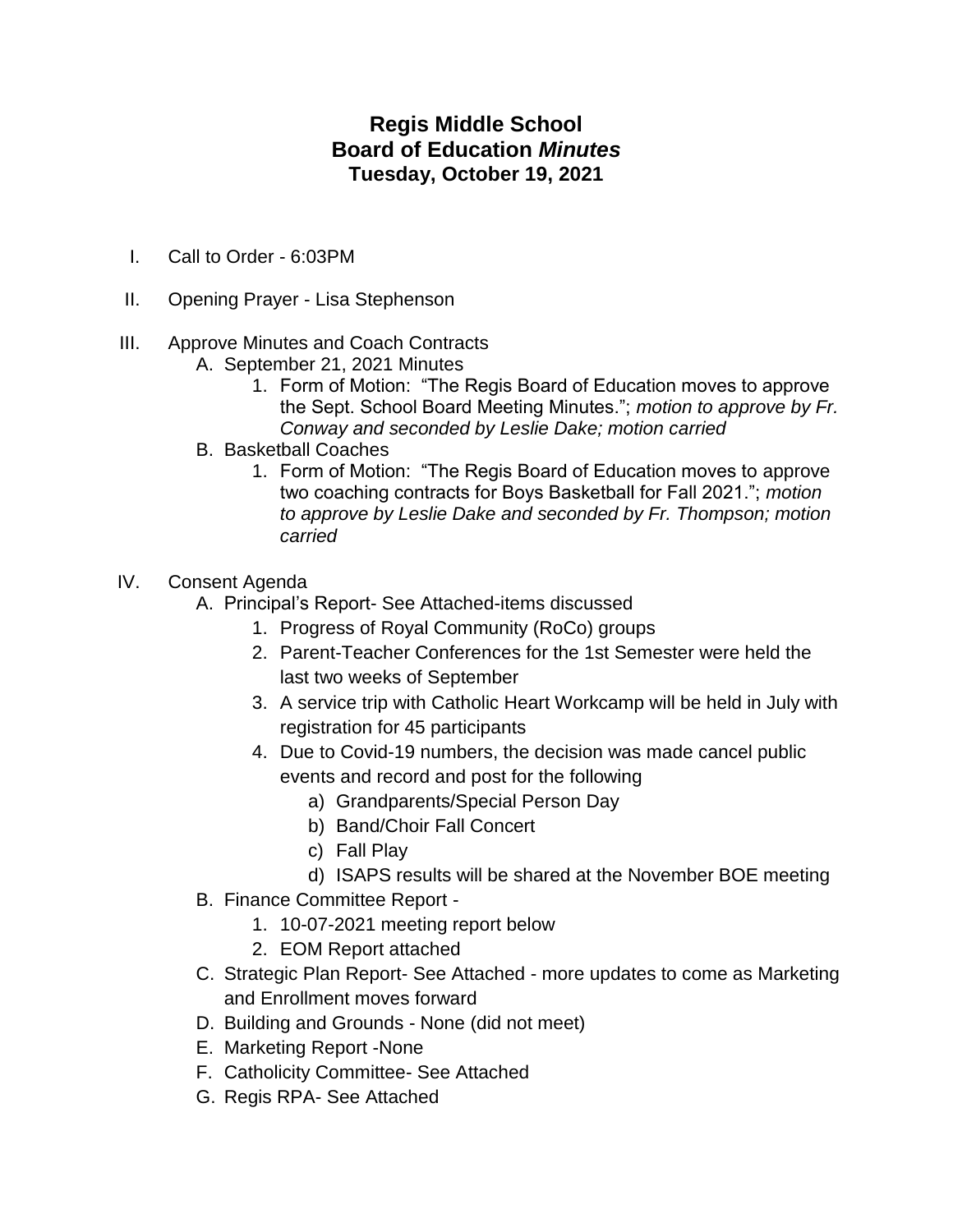# Regis Middle School
## Board of Education *Minutes*
### Tuesday, October 19, 2021

I. Call to Order - 6:03PM

II. Opening Prayer - Lisa Stephenson

III. Approve Minutes and Coach Contracts
   A. September 21, 2021 Minutes
      1. Form of Motion: "The Regis Board of Education moves to approve the Sept. School Board Meeting Minutes."; *motion to approve by Fr. Conway and seconded by Leslie Dake; motion carried*
   B. Basketball Coaches
      1. Form of Motion: "The Regis Board of Education moves to approve two coaching contracts for Boys Basketball for Fall 2021."; *motion to approve by Leslie Dake and seconded by Fr. Thompson; motion carried*

IV. Consent Agenda
   A. Principal's Report- See Attached-items discussed
      1. Progress of Royal Community (RoCo) groups
      2. Parent-Teacher Conferences for the 1st Semester were held the last two weeks of September
      3. A service trip with Catholic Heart Workcamp will be held in July with registration for 45 participants
      4. Due to Covid-19 numbers, the decision was made cancel public events and record and post for the following
         a) Grandparents/Special Person Day
         b) Band/Choir Fall Concert
         c) Fall Play
         d) ISAPS results will be shared at the November BOE meeting
   B. Finance Committee Report -
      1. 10-07-2021 meeting report below
      2. EOM Report attached
   C. Strategic Plan Report- See Attached - more updates to come as Marketing and Enrollment moves forward
   D. Building and Grounds - None (did not meet)
   E. Marketing Report -None
   F. Catholicity Committee- See Attached
   G. Regis RPA- See Attached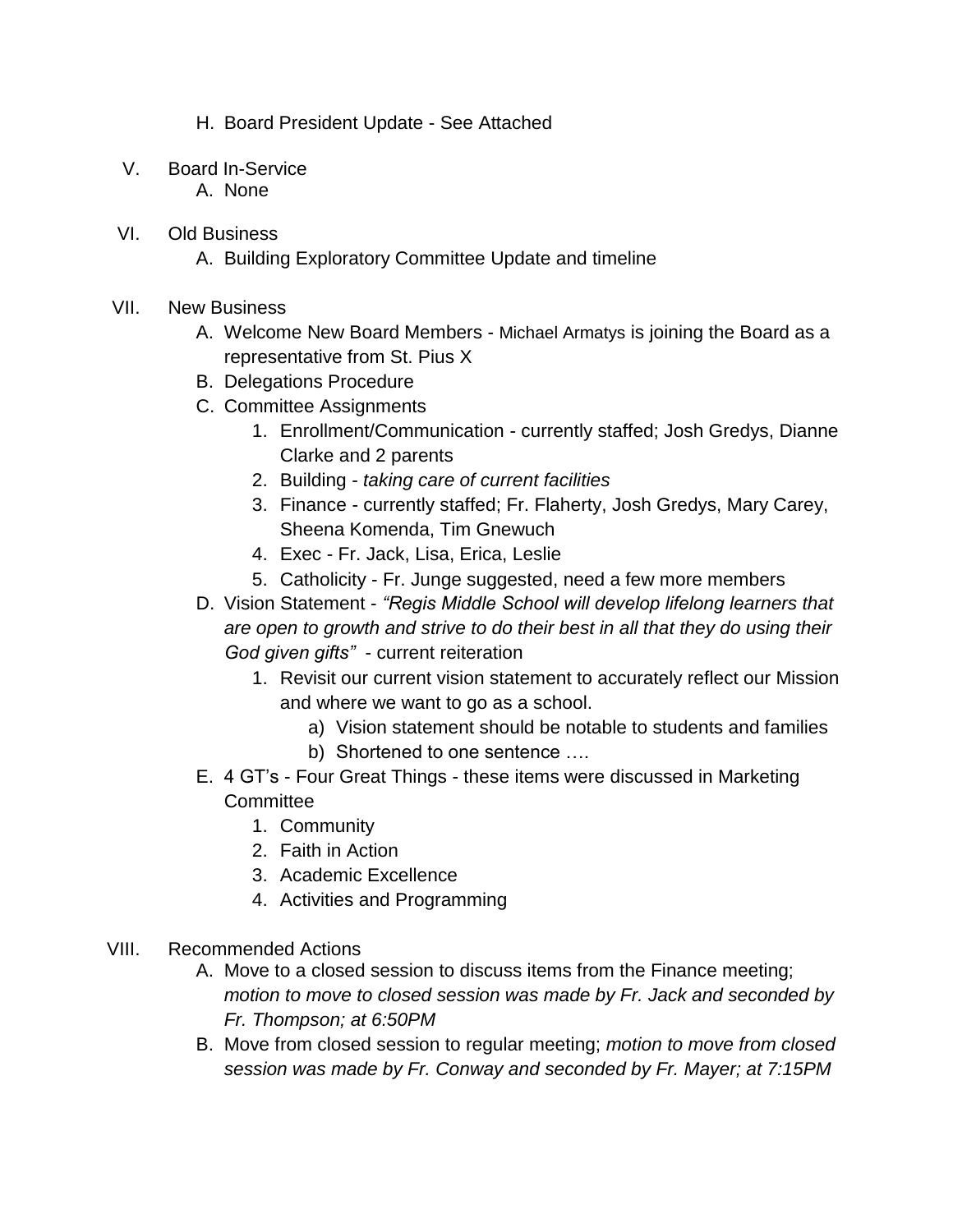H. Board President Update - See Attached

V. Board In-Service
   A. None

VI. Old Business
   A. Building Exploratory Committee Update and timeline

VII. New Business
   A. Welcome New Board Members - Michael Armatys is joining the Board as a representative from St. Pius X
   B. Delegations Procedure
   C. Committee Assignments
      1. Enrollment/Communication - currently staffed; Josh Gredys, Dianne Clarke and 2 parents
      2. Building - *taking care of current facilities*
      3. Finance - currently staffed; Fr. Flaherty, Josh Gredys, Mary Carey, Sheena Komenda, Tim Gnewuch
      4. Exec - Fr. Jack, Lisa, Erica, Leslie
      5. Catholicity - Fr. Junge suggested, need a few more members
   D. Vision Statement - *"Regis Middle School will develop lifelong learners that are open to growth and strive to do their best in all that they do using their God given gifts"* - current reiteration
      1. Revisit our current vision statement to accurately reflect our Mission and where we want to go as a school.
         a) Vision statement should be notable to students and families
         b) Shortened to one sentence ….
   E. 4 GT's - Four Great Things - these items were discussed in Marketing Committee
      1. Community
      2. Faith in Action
      3. Academic Excellence
      4. Activities and Programming

VIII. Recommended Actions
   A. Move to a closed session to discuss items from the Finance meeting; *motion to move to closed session was made by Fr. Jack and seconded by Fr. Thompson; at 6:50PM*
   B. Move from closed session to regular meeting; *motion to move from closed session was made by Fr. Conway and seconded by Fr. Mayer; at 7:15PM*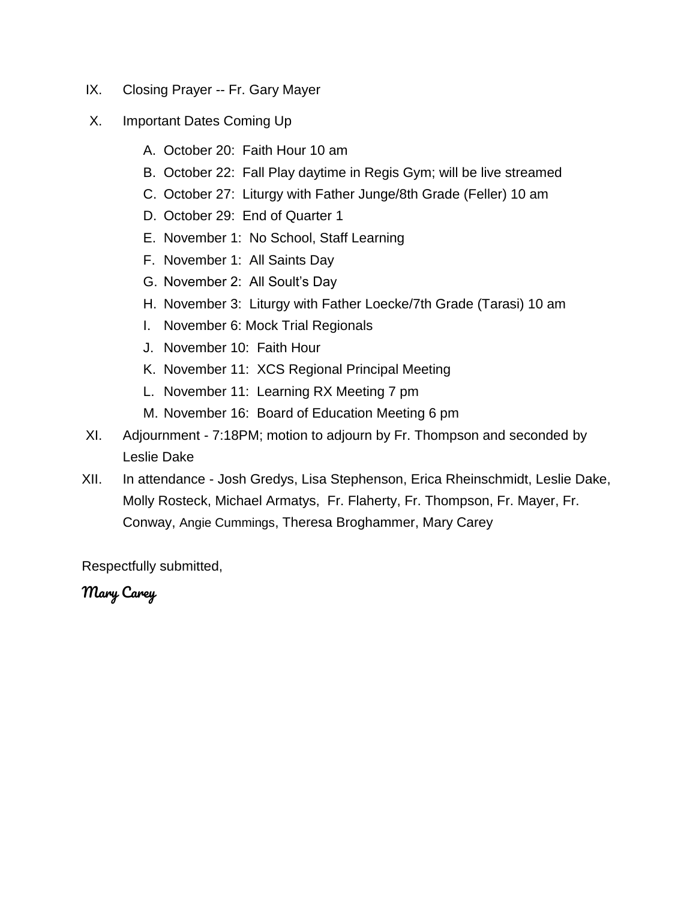IX. Closing Prayer -- Fr. Gary Mayer

X. Important Dates Coming Up

   A. October 20: Faith Hour 10 am
   B. October 22: Fall Play daytime in Regis Gym; will be live streamed
   C. October 27: Liturgy with Father Junge/8th Grade (Feller) 10 am
   D. October 29: End of Quarter 1
   E. November 1: No School, Staff Learning
   F. November 1: All Saints Day
   G. November 2: All Soult's Day
   H. November 3: Liturgy with Father Loecke/7th Grade (Tarasi) 10 am
   I. November 6: Mock Trial Regionals
   J. November 10: Faith Hour
   K. November 11: XCS Regional Principal Meeting
   L. November 11: Learning RX Meeting 7 pm
   M. November 16: Board of Education Meeting 6 pm

XI. Adjournment - 7:18PM; motion to adjourn by Fr. Thompson and seconded by Leslie Dake

XII. In attendance - Josh Gredys, Lisa Stephenson, Erica Rheinschmidt, Leslie Dake, Molly Rosteck, Michael Armatys, Fr. Flaherty, Fr. Thompson, Fr. Mayer, Fr. Conway, Angie Cummings, Theresa Broghammer, Mary Carey

Respectfully submitted,

Mary Carey